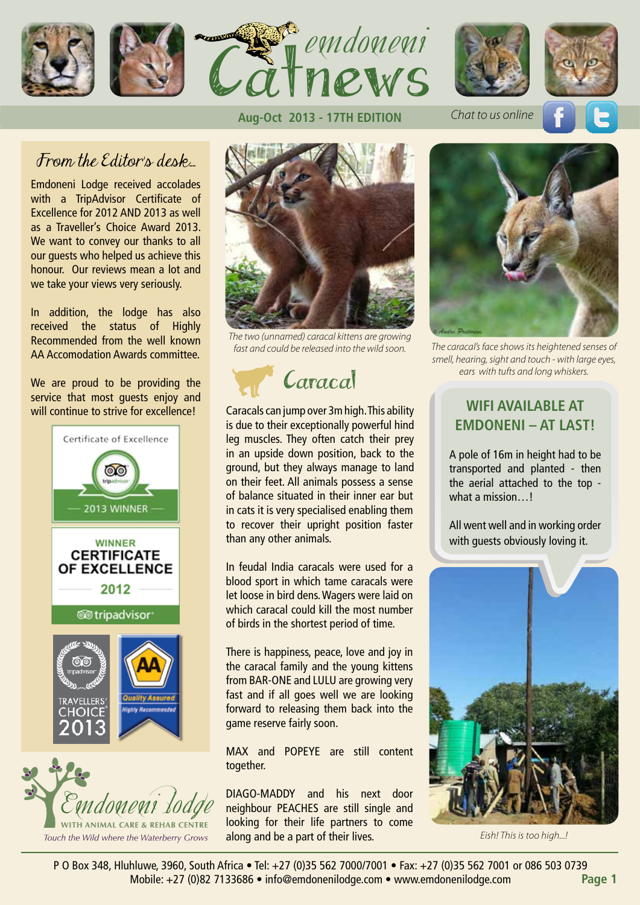# emdoneni Catnews

**Aug-Oct 2013 - 17TH EDITION**

*Chat to us online*

## From the Editor's desk...

Emdoneni Lodge received accolades with a TripAdvisor Certificate of Excellence for 2012 AND 2013 as well as a Traveller's Choice Award 2013. We want to convey our thanks to all our guests who helped us achieve this honour. Our reviews mean a lot and we take your views very seriously.

In addition, the lodge has also received the status of Highly Recommended from the well known AA Accomodation Awards committee.

We are proud to be providing the service that most guests enjoy and will continue to strive for excellence!

Certificate of Excellence — 2013 WINNER

WINNER CERTIFICATE OF EXCELLENCE 2012 tripadvisor

tripadvisor TRAVELLERS' CHOICE 2013

AA Quality Assured Highly Recommended

Emdoneni lodge — WITH ANIMAL CARE & REHAB CENTRE

*Touch the Wild where the Waterberry Grows*

*The two (unnamed) caracal kittens are growing fast and could be released into the wild soon.*

*The caracal's face shows its heightened senses of smell, hearing, sight and touch - with large eyes, ears with tufts and long whiskers.*

## Caracal

Caracals can jump over 3m high. This ability is due to their exceptionally powerful hind leg muscles. They often catch their prey in an upside down position, back to the ground, but they always manage to land on their feet. All animals possess a sense of balance situated in their inner ear but in cats it is very specialised enabling them to recover their upright position faster than any other animals.

In feudal India caracals were used for a blood sport in which tame caracals were let loose in bird dens. Wagers were laid on which caracal could kill the most number of birds in the shortest period of time.

There is happiness, peace, love and joy in the caracal family and the young kittens from BAR-ONE and LULU are growing very fast and if all goes well we are looking forward to releasing them back into the game reserve fairly soon.

MAX and POPEYE are still content together.

DIAGO-MADDY and his next door neighbour PEACHES are still single and looking for their life partners to come along and be a part of their lives.

## WIFI AVAILABLE AT EMDONENI – AT LAST!

A pole of 16m in height had to be transported and planted - then the aerial attached to the top - what a mission…!

All went well and in working order with guests obviously loving it.

*Eish! This is too high...!*

P O Box 348, Hluhluwe, 3960, South Africa • Tel: +27 (0)35 562 7000/7001 • Fax: +27 (0)35 562 7001 or 086 503 0739
Mobile: +27 (0)82 7133686 • info@emdonenilodge.com • www.emdonenilodge.com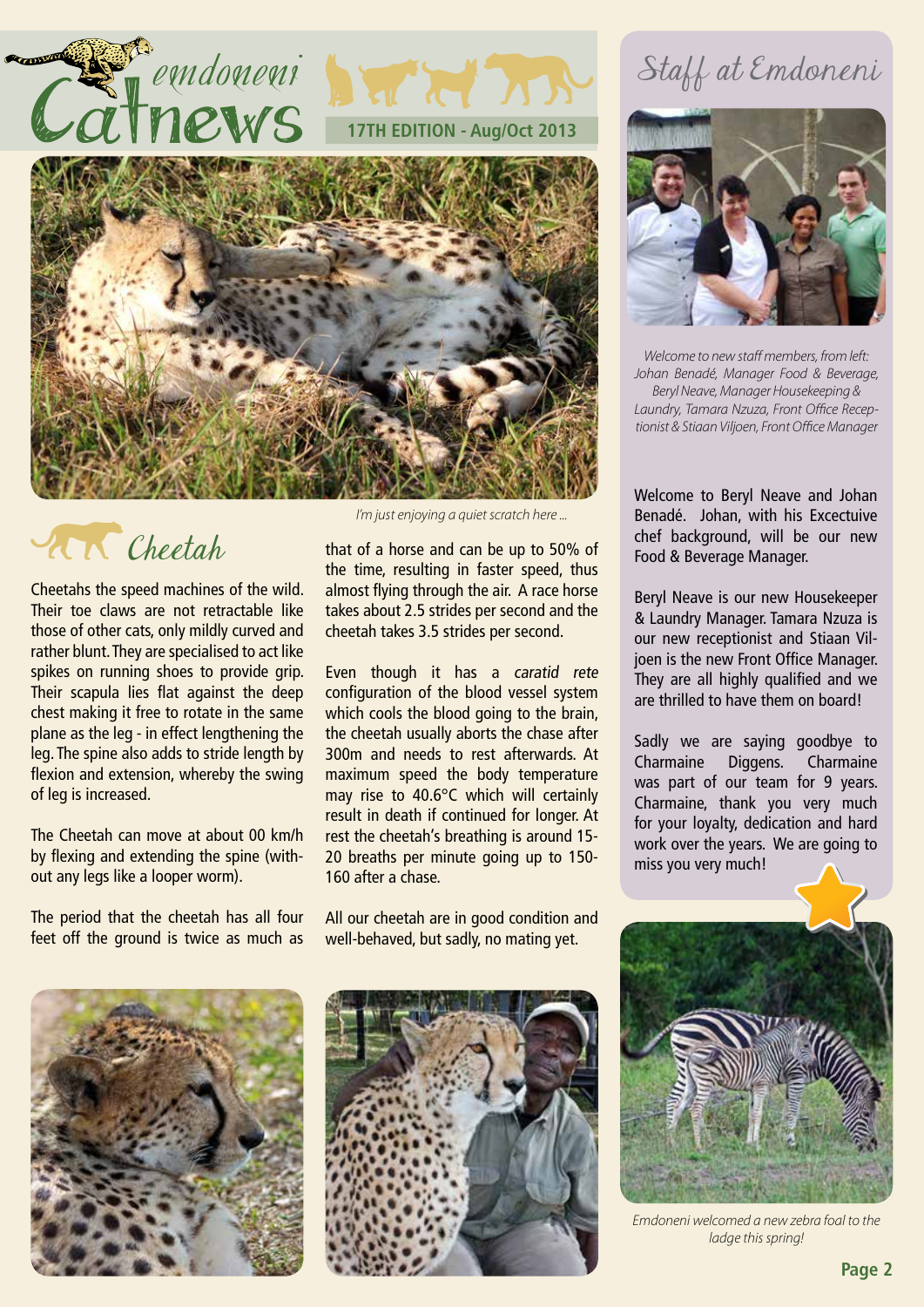# emdoneni Catnews

**17TH EDITION - Aug/Oct 2013**

*I'm just enjoying a quiet scratch here ...*

## Cheetah

Cheetahs the speed machines of the wild. Their toe claws are not retractable like those of other cats, only mildly curved and rather blunt. They are specialised to act like spikes on running shoes to provide grip. Their scapula lies flat against the deep chest making it free to rotate in the same plane as the leg - in effect lengthening the leg. The spine also adds to stride length by flexion and extension, whereby the swing of leg is increased.

The Cheetah can move at about 00 km/h by flexing and extending the spine (without any legs like a looper worm).

The period that the cheetah has all four feet off the ground is twice as much as that of a horse and can be up to 50% of the time, resulting in faster speed, thus almost flying through the air. A race horse takes about 2.5 strides per second and the cheetah takes 3.5 strides per second.

Even though it has a *caratid rete* configuration of the blood vessel system which cools the blood going to the brain, the cheetah usually aborts the chase after 300m and needs to rest afterwards. At maximum speed the body temperature may rise to 40.6°C which will certainly result in death if continued for longer. At rest the cheetah's breathing is around 15-20 breaths per minute going up to 150-160 after a chase.

All our cheetah are in good condition and well-behaved, but sadly, no mating yet.

## Staff at Emdoneni

*Welcome to new staff members, from left: Johan Benadé, Manager Food & Beverage, Beryl Neave, Manager Housekeeping & Laundry, Tamara Nzuza, Front Office Receptionist & Stiaan Viljoen, Front Office Manager*

Welcome to Beryl Neave and Johan Benadé. Johan, with his Excectuive chef background, will be our new Food & Beverage Manager.

Beryl Neave is our new Housekeeper & Laundry Manager. Tamara Nzuza is our new receptionist and Stiaan Viljoen is the new Front Office Manager. They are all highly qualified and we are thrilled to have them on board!

Sadly we are saying goodbye to Charmaine Diggens. Charmaine was part of our team for 9 years. Charmaine, thank you very much for your loyalty, dedication and hard work over the years. We are going to miss you very much!

*Emdoneni welcomed a new zebra foal to the ladge this spring!*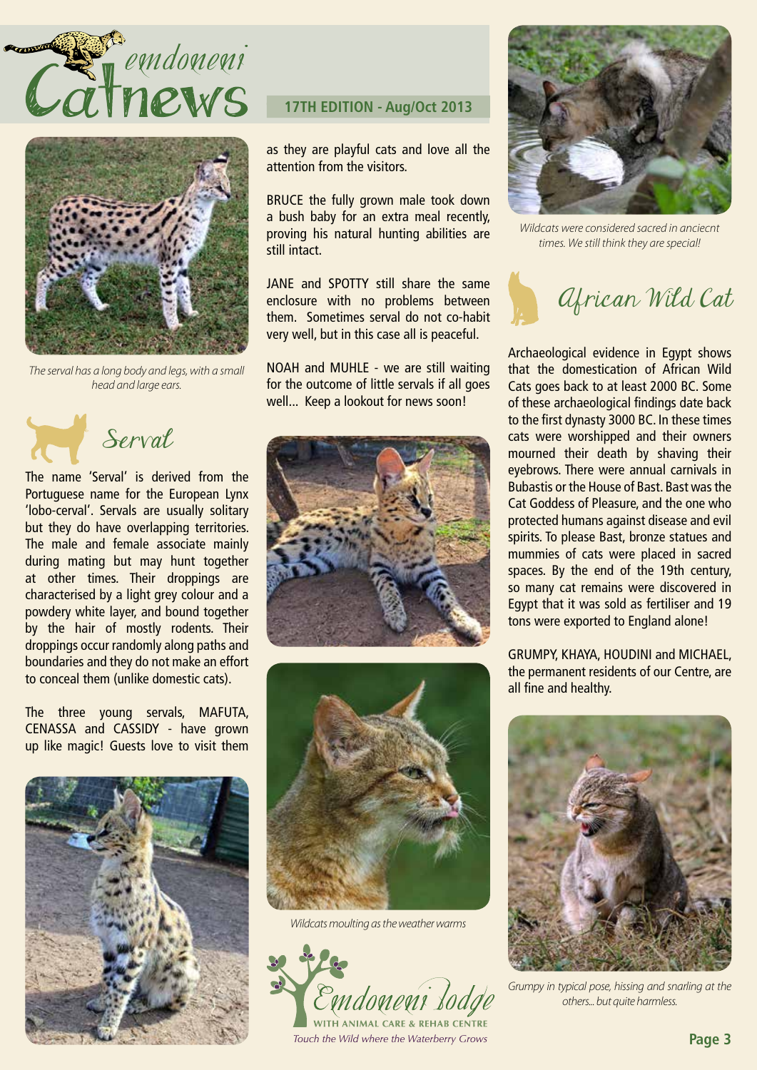# emdoneni Catnews

**17TH EDITION - Aug/Oct 2013**

The serval has a long body and legs, with a small head and large ears.

## Serval

The name 'Serval' is derived from the Portuguese name for the European Lynx 'lobo-cerval'. Servals are usually solitary but they do have overlapping territories. The male and female associate mainly during mating but may hunt together at other times. Their droppings are characterised by a light grey colour and a powdery white layer, and bound together by the hair of mostly rodents. Their droppings occur randomly along paths and boundaries and they do not make an effort to conceal them (unlike domestic cats).

The three young servals, MAFUTA, CENASSA and CASSIDY - have grown up like magic! Guests love to visit them as they are playful cats and love all the attention from the visitors.

BRUCE the fully grown male took down a bush baby for an extra meal recently, proving his natural hunting abilities are still intact.

JANE and SPOTTY still share the same enclosure with no problems between them. Sometimes serval do not co-habit very well, but in this case all is peaceful.

NOAH and MUHLE - we are still waiting for the outcome of little servals if all goes well... Keep a lookout for news soon!

*Wildcats moulting as the weather warms*

Wildcats were considered sacred in anciecnt times. We still think they are special!

## African Wild Cat

Archaeological evidence in Egypt shows that the domestication of African Wild Cats goes back to at least 2000 BC. Some of these archaeological findings date back to the first dynasty 3000 BC. In these times cats were worshipped and their owners mourned their death by shaving their eyebrows. There were annual carnivals in Bubastis or the House of Bast. Bast was the Cat Goddess of Pleasure, and the one who protected humans against disease and evil spirits. To please Bast, bronze statues and mummies of cats were placed in sacred spaces. By the end of the 19th century, so many cat remains were discovered in Egypt that it was sold as fertiliser and 19 tons were exported to England alone!

GRUMPY, KHAYA, HOUDINI and MICHAEL, the permanent residents of our Centre, are all fine and healthy.

*Grumpy in typical pose, hissing and snarling at the others... but quite harmless.*

Emdoneni lodge
WITH ANIMAL CARE & REHAB CENTRE
*Touch the Wild where the Waterberry Grows*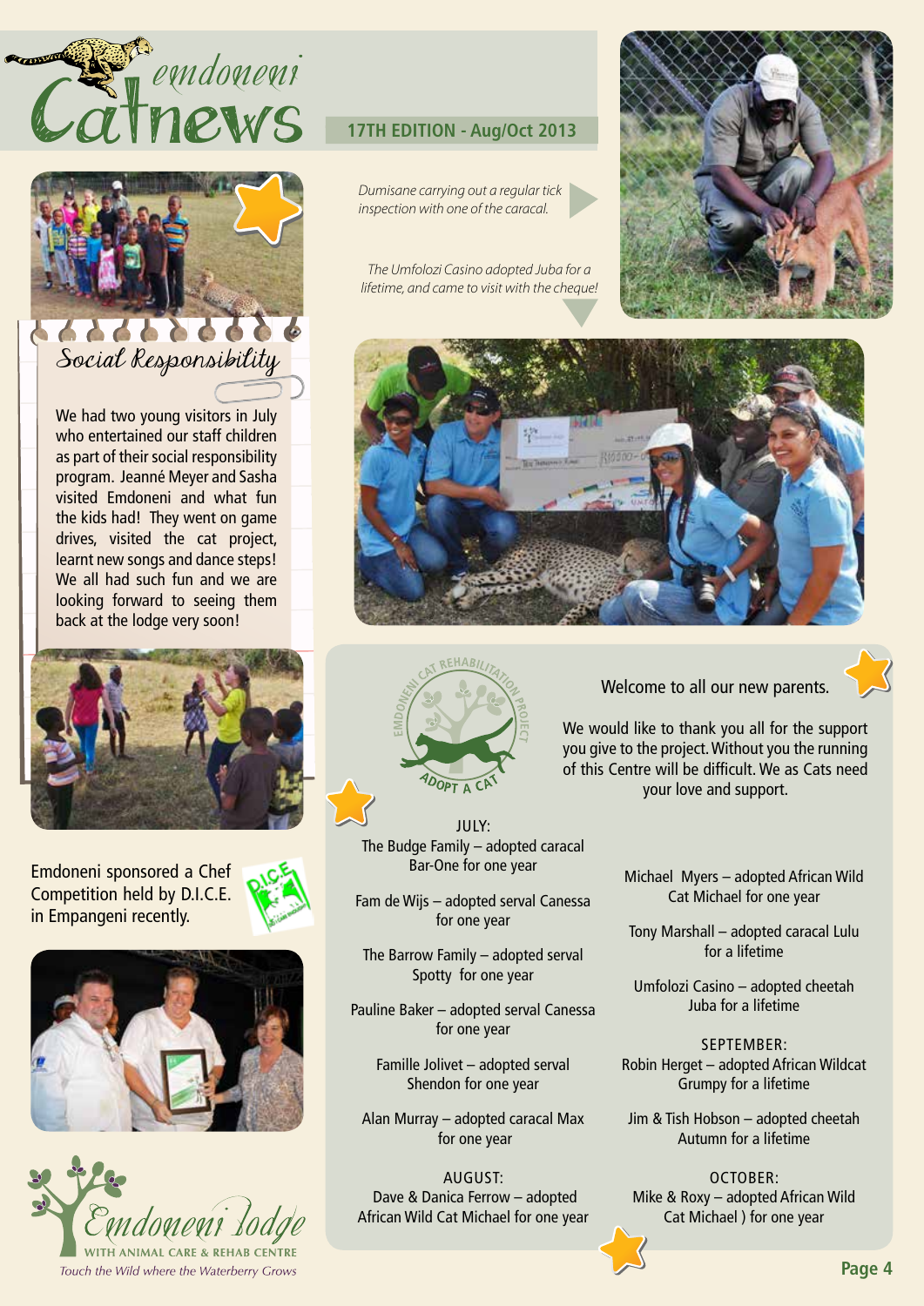# emdoneni Catnews

**17TH EDITION - Aug/Oct 2013**

*Dumisane carrying out a regular tick inspection with one of the caracal.*

*The Umfolozi Casino adopted Juba for a lifetime, and came to visit with the cheque!*

## Social Responsibility

We had two young visitors in July who entertained our staff children as part of their social responsibility program. Jeanné Meyer and Sasha visited Emdoneni and what fun the kids had! They went on game drives, visited the cat project, learnt new songs and dance steps! We all had such fun and we are looking forward to seeing them back at the lodge very soon!

Emdoneni sponsored a Chef Competition held by D.I.C.E. in Empangeni recently.

## Emdoneni Cat Rehabilitation Project – Adopt a Cat

Welcome to all our new parents.

We would like to thank you all for the support you give to the project. Without you the running of this Centre will be difficult. We as Cats need your love and support.

JULY:

The Budge Family – adopted caracal Bar-One for one year

Fam de Wijs – adopted serval Canessa for one year

The Barrow Family – adopted serval Spotty for one year

Pauline Baker – adopted serval Canessa for one year

Famille Jolivet – adopted serval Shendon for one year

Alan Murray – adopted caracal Max for one year

AUGUST:

Dave & Danica Ferrow – adopted African Wild Cat Michael for one year

Michael Myers – adopted African Wild Cat Michael for one year

Tony Marshall – adopted caracal Lulu for a lifetime

Umfolozi Casino – adopted cheetah Juba for a lifetime

SEPTEMBER:

Robin Herget – adopted African Wildcat Grumpy for a lifetime

Jim & Tish Hobson – adopted cheetah Autumn for a lifetime

OCTOBER:

Mike & Roxy – adopted African Wild Cat Michael ) for one year

Emdoneni Lodge
WITH ANIMAL CARE & REHAB CENTRE
*Touch the Wild where the Waterberry Grows*